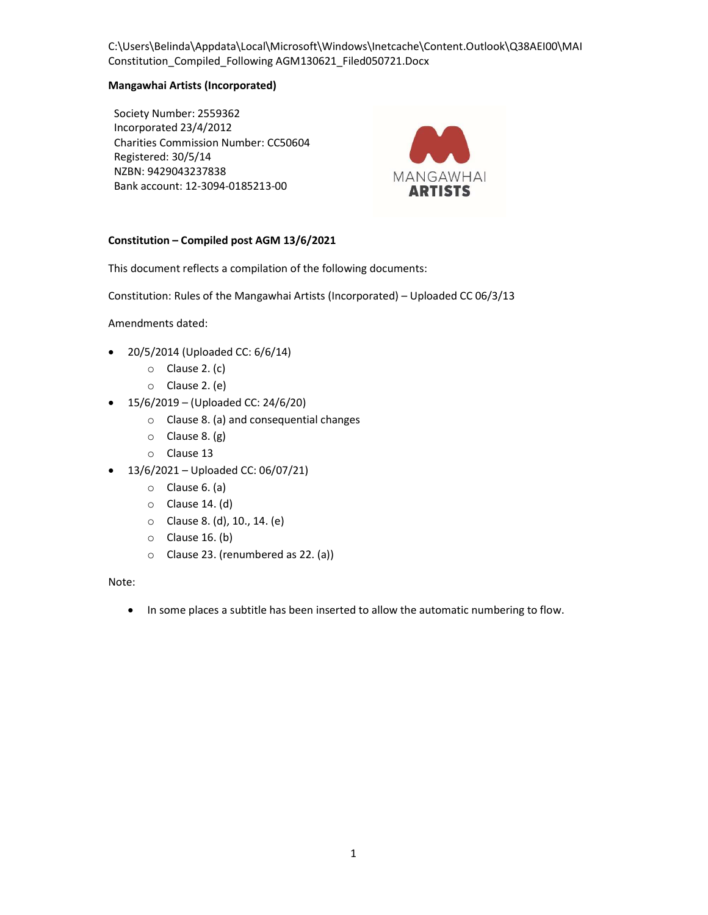C:\Users\Belinda\Appdata\Local\Microsoft\Windows\Inetcache\Content.Outlook\Q38AEI00\MAI Constitution_Compiled_Following AGM130621_Filed050721.Docx

**Mangawhai Artists (Incorporated)**

Society Number: 2559362
Incorporated 23/4/2012
Charities Commission Number: CC50604
Registered: 30/5/14
NZBN: 9429043237838
Bank account: 12-3094-0185213-00

MANGAWHAI
**ARTISTS**

**Constitution – Compiled post AGM 13/6/2021**

This document reflects a compilation of the following documents:

Constitution: Rules of the Mangawhai Artists (Incorporated) – Uploaded CC 06/3/13

Amendments dated:

- 20/5/2014 (Uploaded CC: 6/6/14)
  - Clause 2. (c)
  - Clause 2. (e)
- 15/6/2019 – (Uploaded CC: 24/6/20)
  - Clause 8. (a) and consequential changes
  - Clause 8. (g)
  - Clause 13
- 13/6/2021 – Uploaded CC: 06/07/21)
  - Clause 6. (a)
  - Clause 14. (d)
  - Clause 8. (d), 10., 14. (e)
  - Clause 16. (b)
  - Clause 23. (renumbered as 22. (a))

Note:

- In some places a subtitle has been inserted to allow the automatic numbering to flow.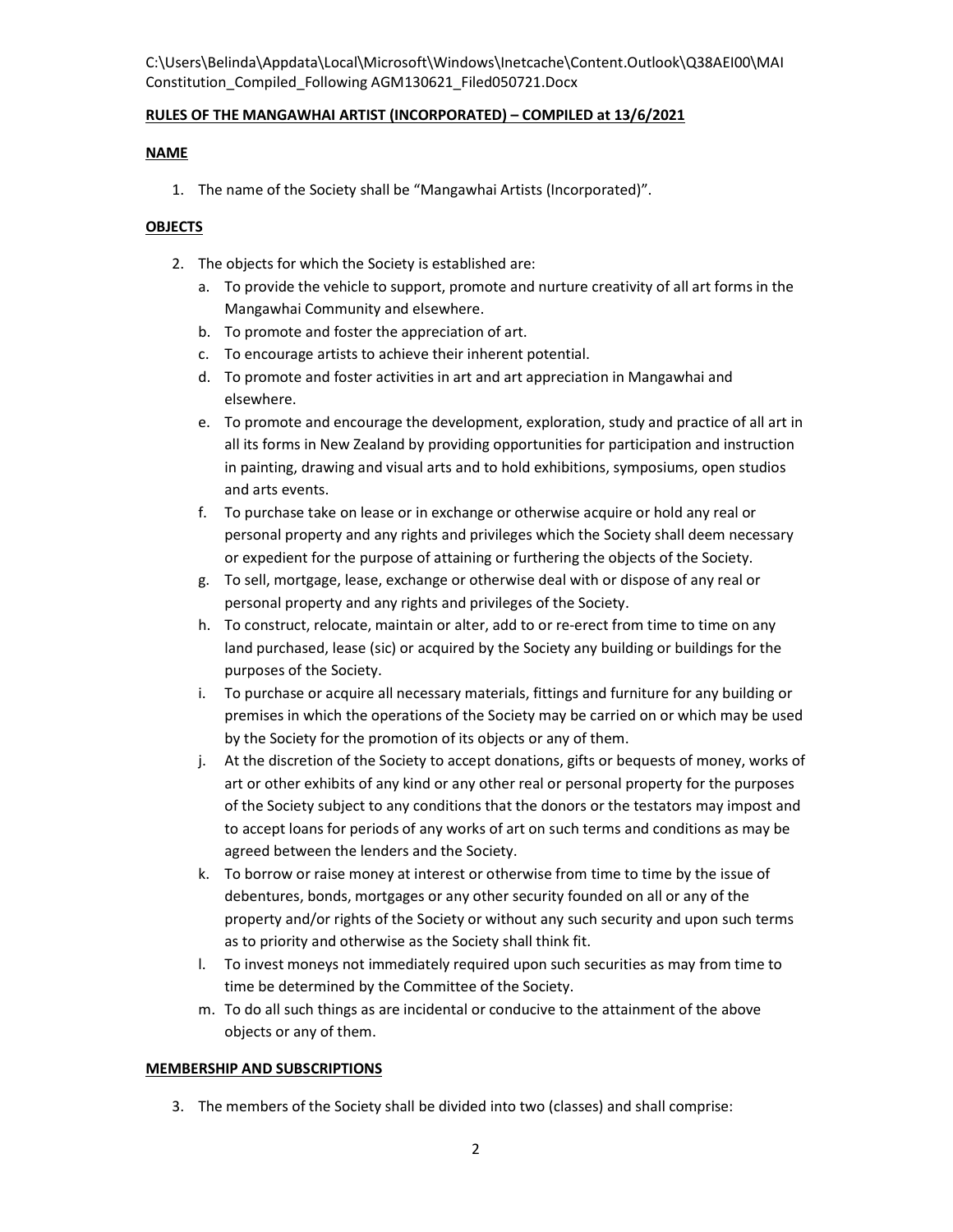C:\Users\Belinda\Appdata\Local\Microsoft\Windows\Inetcache\Content.Outlook\Q38AEI00\MAI Constitution_Compiled_Following AGM130621_Filed050721.Docx

**RULES OF THE MANGAWHAI ARTIST (INCORPORATED) – COMPILED at 13/6/2021**

**NAME**

1. The name of the Society shall be "Mangawhai Artists (Incorporated)".

**OBJECTS**

2. The objects for which the Society is established are:
   a. To provide the vehicle to support, promote and nurture creativity of all art forms in the Mangawhai Community and elsewhere.
   b. To promote and foster the appreciation of art.
   c. To encourage artists to achieve their inherent potential.
   d. To promote and foster activities in art and art appreciation in Mangawhai and elsewhere.
   e. To promote and encourage the development, exploration, study and practice of all art in all its forms in New Zealand by providing opportunities for participation and instruction in painting, drawing and visual arts and to hold exhibitions, symposiums, open studios and arts events.
   f. To purchase take on lease or in exchange or otherwise acquire or hold any real or personal property and any rights and privileges which the Society shall deem necessary or expedient for the purpose of attaining or furthering the objects of the Society.
   g. To sell, mortgage, lease, exchange or otherwise deal with or dispose of any real or personal property and any rights and privileges of the Society.
   h. To construct, relocate, maintain or alter, add to or re-erect from time to time on any land purchased, lease (sic) or acquired by the Society any building or buildings for the purposes of the Society.
   i. To purchase or acquire all necessary materials, fittings and furniture for any building or premises in which the operations of the Society may be carried on or which may be used by the Society for the promotion of its objects or any of them.
   j. At the discretion of the Society to accept donations, gifts or bequests of money, works of art or other exhibits of any kind or any other real or personal property for the purposes of the Society subject to any conditions that the donors or the testators may impost and to accept loans for periods of any works of art on such terms and conditions as may be agreed between the lenders and the Society.
   k. To borrow or raise money at interest or otherwise from time to time by the issue of debentures, bonds, mortgages or any other security founded on all or any of the property and/or rights of the Society or without any such security and upon such terms as to priority and otherwise as the Society shall think fit.
   l. To invest moneys not immediately required upon such securities as may from time to time be determined by the Committee of the Society.
   m. To do all such things as are incidental or conducive to the attainment of the above objects or any of them.

**MEMBERSHIP AND SUBSCRIPTIONS**

3. The members of the Society shall be divided into two (classes) and shall comprise: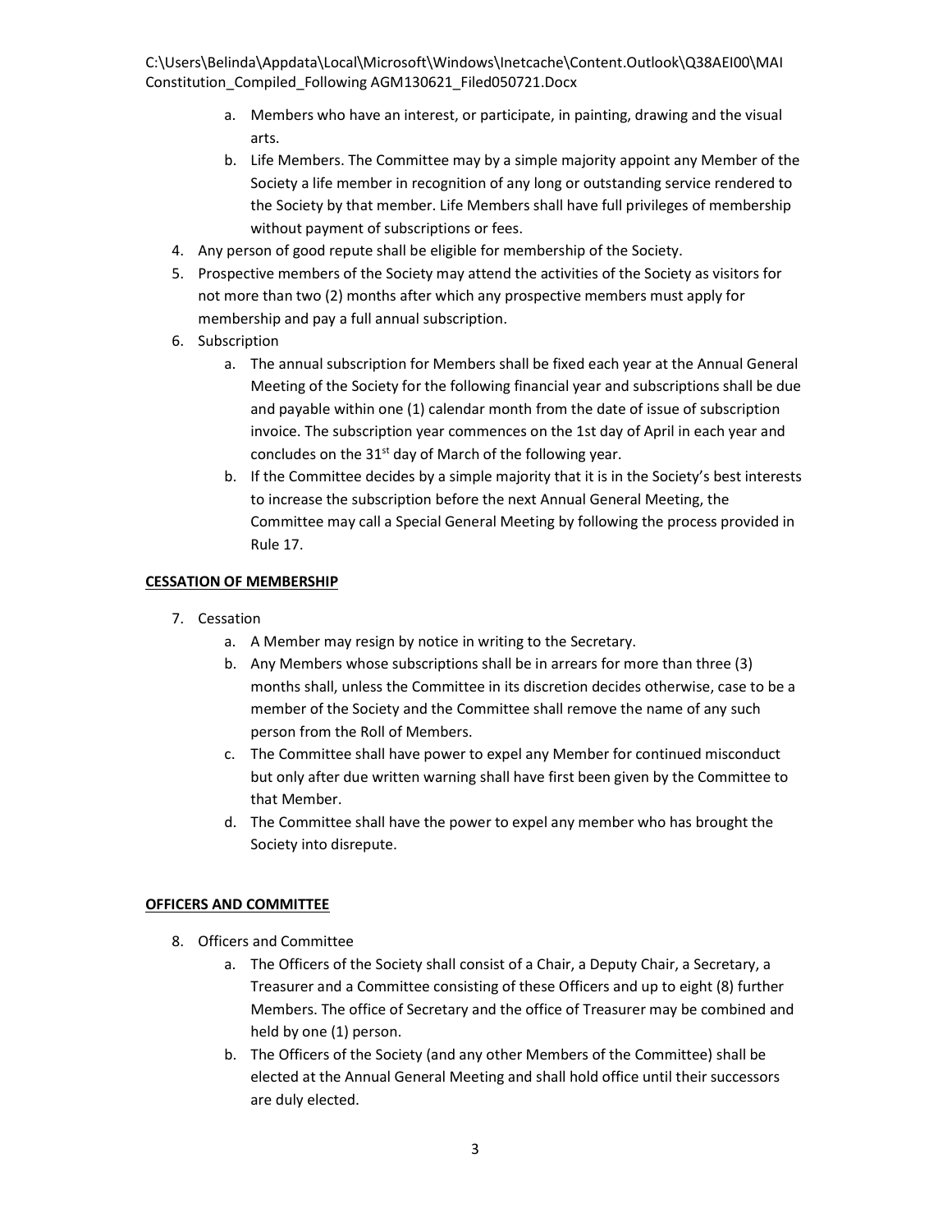a. Members who have an interest, or participate, in painting, drawing and the visual arts.
b. Life Members. The Committee may by a simple majority appoint any Member of the Society a life member in recognition of any long or outstanding service rendered to the Society by that member. Life Members shall have full privileges of membership without payment of subscriptions or fees.

4. Any person of good repute shall be eligible for membership of the Society.
5. Prospective members of the Society may attend the activities of the Society as visitors for not more than two (2) months after which any prospective members must apply for membership and pay a full annual subscription.
6. Subscription
   a. The annual subscription for Members shall be fixed each year at the Annual General Meeting of the Society for the following financial year and subscriptions shall be due and payable within one (1) calendar month from the date of issue of subscription invoice. The subscription year commences on the 1st day of April in each year and concludes on the 31st day of March of the following year.
   b. If the Committee decides by a simple majority that it is in the Society's best interests to increase the subscription before the next Annual General Meeting, the Committee may call a Special General Meeting by following the process provided in Rule 17.

**CESSATION OF MEMBERSHIP**

7. Cessation
   a. A Member may resign by notice in writing to the Secretary.
   b. Any Members whose subscriptions shall be in arrears for more than three (3) months shall, unless the Committee in its discretion decides otherwise, case to be a member of the Society and the Committee shall remove the name of any such person from the Roll of Members.
   c. The Committee shall have power to expel any Member for continued misconduct but only after due written warning shall have first been given by the Committee to that Member.
   d. The Committee shall have the power to expel any member who has brought the Society into disrepute.

**OFFICERS AND COMMITTEE**

8. Officers and Committee
   a. The Officers of the Society shall consist of a Chair, a Deputy Chair, a Secretary, a Treasurer and a Committee consisting of these Officers and up to eight (8) further Members. The office of Secretary and the office of Treasurer may be combined and held by one (1) person.
   b. The Officers of the Society (and any other Members of the Committee) shall be elected at the Annual General Meeting and shall hold office until their successors are duly elected.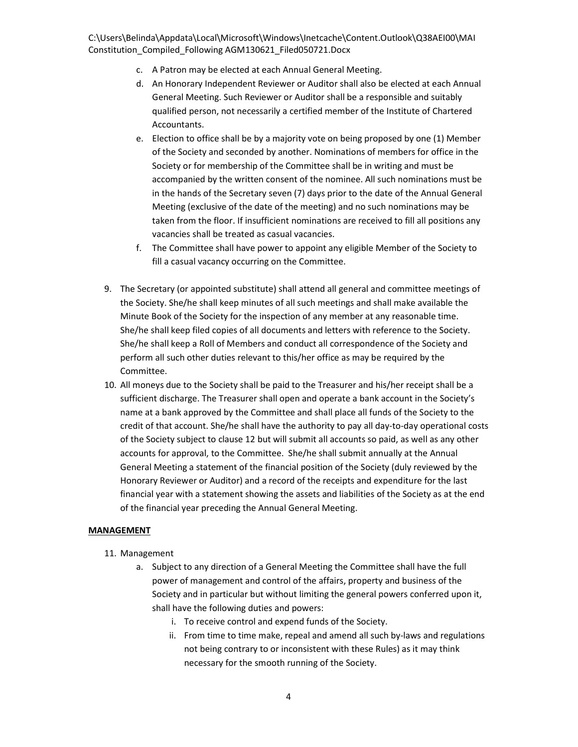c. A Patron may be elected at each Annual General Meeting.
d. An Honorary Independent Reviewer or Auditor shall also be elected at each Annual General Meeting. Such Reviewer or Auditor shall be a responsible and suitably qualified person, not necessarily a certified member of the Institute of Chartered Accountants.
e. Election to office shall be by a majority vote on being proposed by one (1) Member of the Society and seconded by another. Nominations of members for office in the Society or for membership of the Committee shall be in writing and must be accompanied by the written consent of the nominee. All such nominations must be in the hands of the Secretary seven (7) days prior to the date of the Annual General Meeting (exclusive of the date of the meeting) and no such nominations may be taken from the floor. If insufficient nominations are received to fill all positions any vacancies shall be treated as casual vacancies.
f. The Committee shall have power to appoint any eligible Member of the Society to fill a casual vacancy occurring on the Committee.

9. The Secretary (or appointed substitute) shall attend all general and committee meetings of the Society. She/he shall keep minutes of all such meetings and shall make available the Minute Book of the Society for the inspection of any member at any reasonable time. She/he shall keep filed copies of all documents and letters with reference to the Society. She/he shall keep a Roll of Members and conduct all correspondence of the Society and perform all such other duties relevant to this/her office as may be required by the Committee.
10. All moneys due to the Society shall be paid to the Treasurer and his/her receipt shall be a sufficient discharge. The Treasurer shall open and operate a bank account in the Society's name at a bank approved by the Committee and shall place all funds of the Society to the credit of that account. She/he shall have the authority to pay all day-to-day operational costs of the Society subject to clause 12 but will submit all accounts so paid, as well as any other accounts for approval, to the Committee. She/he shall submit annually at the Annual General Meeting a statement of the financial position of the Society (duly reviewed by the Honorary Reviewer or Auditor) and a record of the receipts and expenditure for the last financial year with a statement showing the assets and liabilities of the Society as at the end of the financial year preceding the Annual General Meeting.

**MANAGEMENT**

11. Management
    a. Subject to any direction of a General Meeting the Committee shall have the full power of management and control of the affairs, property and business of the Society and in particular but without limiting the general powers conferred upon it, shall have the following duties and powers:
        i. To receive control and expend funds of the Society.
        ii. From time to time make, repeal and amend all such by-laws and regulations not being contrary to or inconsistent with these Rules) as it may think necessary for the smooth running of the Society.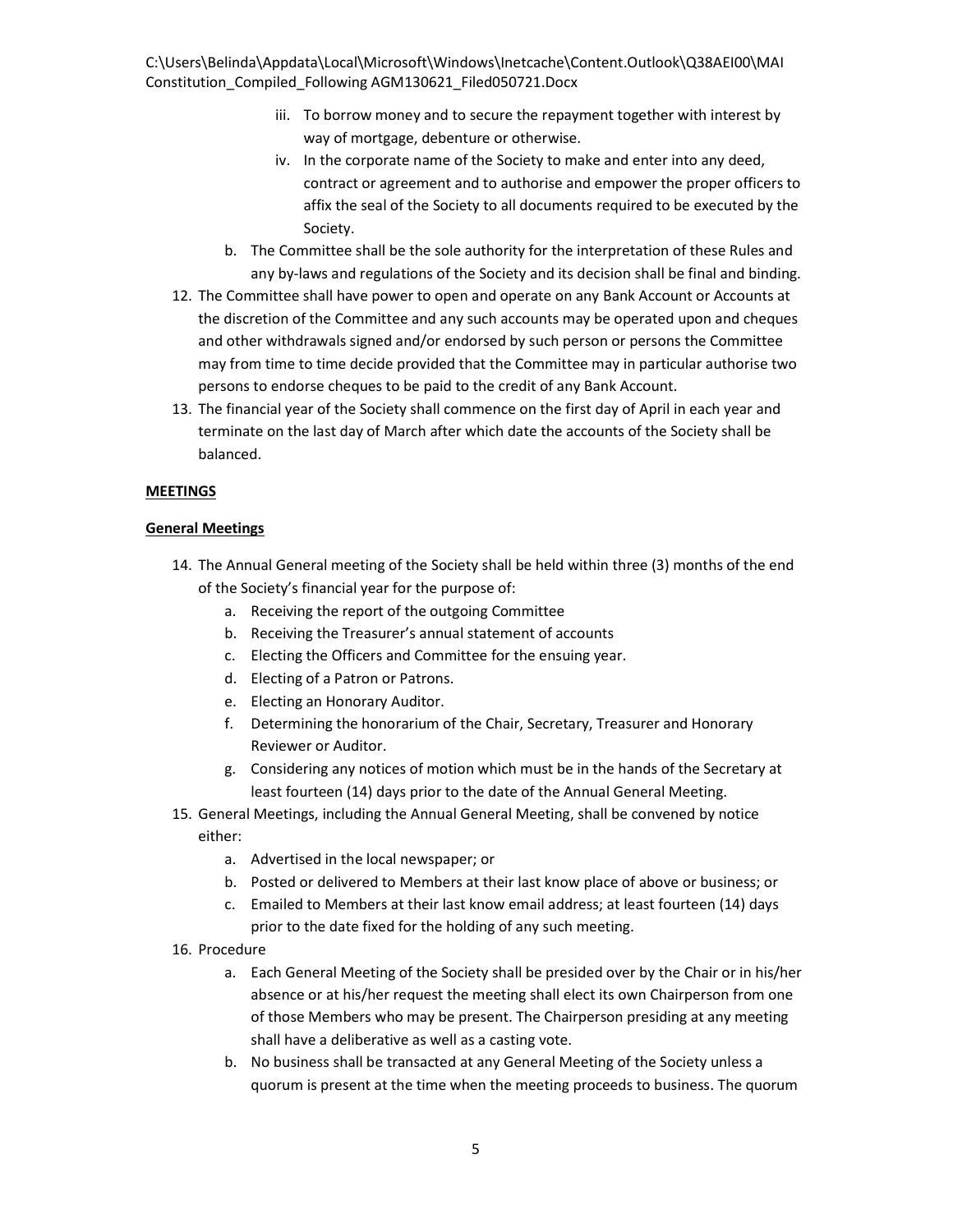iii. To borrow money and to secure the repayment together with interest by way of mortgage, debenture or otherwise.
iv. In the corporate name of the Society to make and enter into any deed, contract or agreement and to authorise and empower the proper officers to affix the seal of the Society to all documents required to be executed by the Society.

b. The Committee shall be the sole authority for the interpretation of these Rules and any by-laws and regulations of the Society and its decision shall be final and binding.

12. The Committee shall have power to open and operate on any Bank Account or Accounts at the discretion of the Committee and any such accounts may be operated upon and cheques and other withdrawals signed and/or endorsed by such person or persons the Committee may from time to time decide provided that the Committee may in particular authorise two persons to endorse cheques to be paid to the credit of any Bank Account.
13. The financial year of the Society shall commence on the first day of April in each year and terminate on the last day of March after which date the accounts of the Society shall be balanced.

**<u>MEETINGS</u>**

**<u>General Meetings</u>**

14. The Annual General meeting of the Society shall be held within three (3) months of the end of the Society's financial year for the purpose of:
    a. Receiving the report of the outgoing Committee
    b. Receiving the Treasurer's annual statement of accounts
    c. Electing the Officers and Committee for the ensuing year.
    d. Electing of a Patron or Patrons.
    e. Electing an Honorary Auditor.
    f. Determining the honorarium of the Chair, Secretary, Treasurer and Honorary Reviewer or Auditor.
    g. Considering any notices of motion which must be in the hands of the Secretary at least fourteen (14) days prior to the date of the Annual General Meeting.
15. General Meetings, including the Annual General Meeting, shall be convened by notice either:
    a. Advertised in the local newspaper; or
    b. Posted or delivered to Members at their last know place of above or business; or
    c. Emailed to Members at their last know email address; at least fourteen (14) days prior to the date fixed for the holding of any such meeting.
16. Procedure
    a. Each General Meeting of the Society shall be presided over by the Chair or in his/her absence or at his/her request the meeting shall elect its own Chairperson from one of those Members who may be present. The Chairperson presiding at any meeting shall have a deliberative as well as a casting vote.
    b. No business shall be transacted at any General Meeting of the Society unless a quorum is present at the time when the meeting proceeds to business. The quorum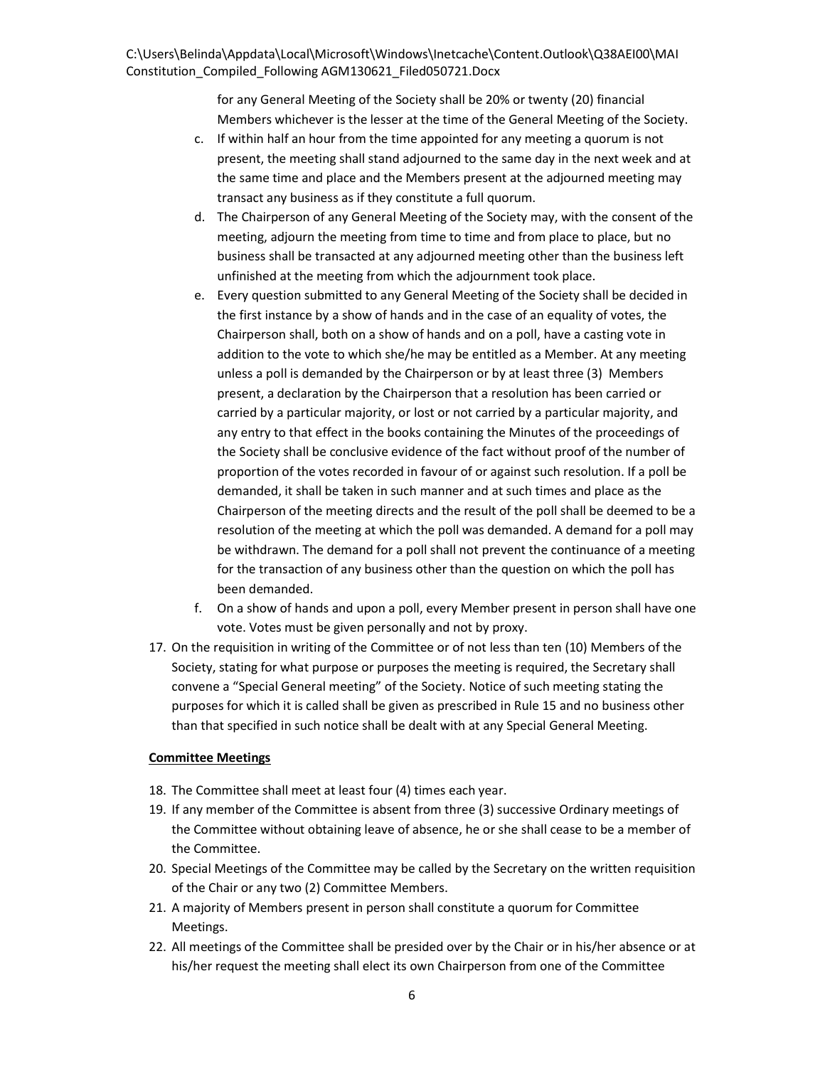for any General Meeting of the Society shall be 20% or twenty (20) financial Members whichever is the lesser at the time of the General Meeting of the Society.

c. If within half an hour from the time appointed for any meeting a quorum is not present, the meeting shall stand adjourned to the same day in the next week and at the same time and place and the Members present at the adjourned meeting may transact any business as if they constitute a full quorum.

d. The Chairperson of any General Meeting of the Society may, with the consent of the meeting, adjourn the meeting from time to time and from place to place, but no business shall be transacted at any adjourned meeting other than the business left unfinished at the meeting from which the adjournment took place.

e. Every question submitted to any General Meeting of the Society shall be decided in the first instance by a show of hands and in the case of an equality of votes, the Chairperson shall, both on a show of hands and on a poll, have a casting vote in addition to the vote to which she/he may be entitled as a Member. At any meeting unless a poll is demanded by the Chairperson or by at least three (3) Members present, a declaration by the Chairperson that a resolution has been carried or carried by a particular majority, or lost or not carried by a particular majority, and any entry to that effect in the books containing the Minutes of the proceedings of the Society shall be conclusive evidence of the fact without proof of the number of proportion of the votes recorded in favour of or against such resolution. If a poll be demanded, it shall be taken in such manner and at such times and place as the Chairperson of the meeting directs and the result of the poll shall be deemed to be a resolution of the meeting at which the poll was demanded. A demand for a poll may be withdrawn. The demand for a poll shall not prevent the continuance of a meeting for the transaction of any business other than the question on which the poll has been demanded.

f. On a show of hands and upon a poll, every Member present in person shall have one vote. Votes must be given personally and not by proxy.

17. On the requisition in writing of the Committee or of not less than ten (10) Members of the Society, stating for what purpose or purposes the meeting is required, the Secretary shall convene a "Special General meeting" of the Society. Notice of such meeting stating the purposes for which it is called shall be given as prescribed in Rule 15 and no business other than that specified in such notice shall be dealt with at any Special General Meeting.

**Committee Meetings**

18. The Committee shall meet at least four (4) times each year.
19. If any member of the Committee is absent from three (3) successive Ordinary meetings of the Committee without obtaining leave of absence, he or she shall cease to be a member of the Committee.
20. Special Meetings of the Committee may be called by the Secretary on the written requisition of the Chair or any two (2) Committee Members.
21. A majority of Members present in person shall constitute a quorum for Committee Meetings.
22. All meetings of the Committee shall be presided over by the Chair or in his/her absence or at his/her request the meeting shall elect its own Chairperson from one of the Committee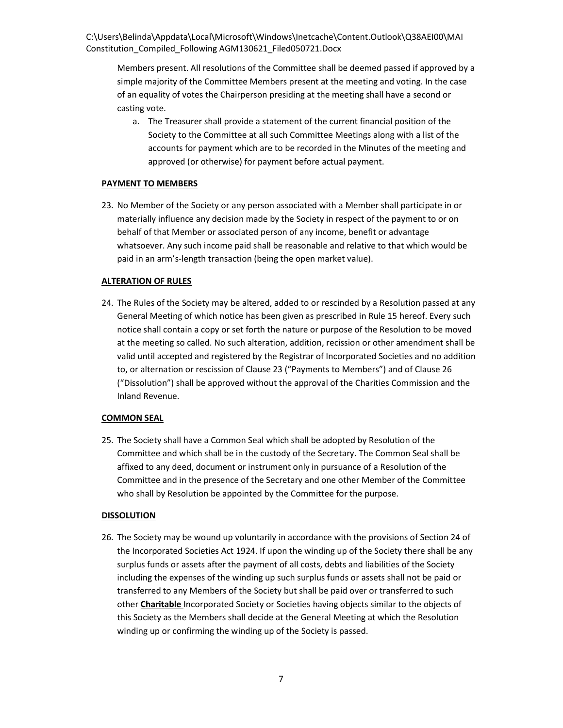Members present. All resolutions of the Committee shall be deemed passed if approved by a simple majority of the Committee Members present at the meeting and voting. In the case of an equality of votes the Chairperson presiding at the meeting shall have a second or casting vote.

a. The Treasurer shall provide a statement of the current financial position of the Society to the Committee at all such Committee Meetings along with a list of the accounts for payment which are to be recorded in the Minutes of the meeting and approved (or otherwise) for payment before actual payment.

**PAYMENT TO MEMBERS**

23. No Member of the Society or any person associated with a Member shall participate in or materially influence any decision made by the Society in respect of the payment to or on behalf of that Member or associated person of any income, benefit or advantage whatsoever. Any such income paid shall be reasonable and relative to that which would be paid in an arm's-length transaction (being the open market value).

**ALTERATION OF RULES**

24. The Rules of the Society may be altered, added to or rescinded by a Resolution passed at any General Meeting of which notice has been given as prescribed in Rule 15 hereof. Every such notice shall contain a copy or set forth the nature or purpose of the Resolution to be moved at the meeting so called. No such alteration, addition, recission or other amendment shall be valid until accepted and registered by the Registrar of Incorporated Societies and no addition to, or alternation or rescission of Clause 23 ("Payments to Members") and of Clause 26 ("Dissolution") shall be approved without the approval of the Charities Commission and the Inland Revenue.

**COMMON SEAL**

25. The Society shall have a Common Seal which shall be adopted by Resolution of the Committee and which shall be in the custody of the Secretary. The Common Seal shall be affixed to any deed, document or instrument only in pursuance of a Resolution of the Committee and in the presence of the Secretary and one other Member of the Committee who shall by Resolution be appointed by the Committee for the purpose.

**DISSOLUTION**

26. The Society may be wound up voluntarily in accordance with the provisions of Section 24 of the Incorporated Societies Act 1924. If upon the winding up of the Society there shall be any surplus funds or assets after the payment of all costs, debts and liabilities of the Society including the expenses of the winding up such surplus funds or assets shall not be paid or transferred to any Members of the Society but shall be paid over or transferred to such other **Charitable** Incorporated Society or Societies having objects similar to the objects of this Society as the Members shall decide at the General Meeting at which the Resolution winding up or confirming the winding up of the Society is passed.